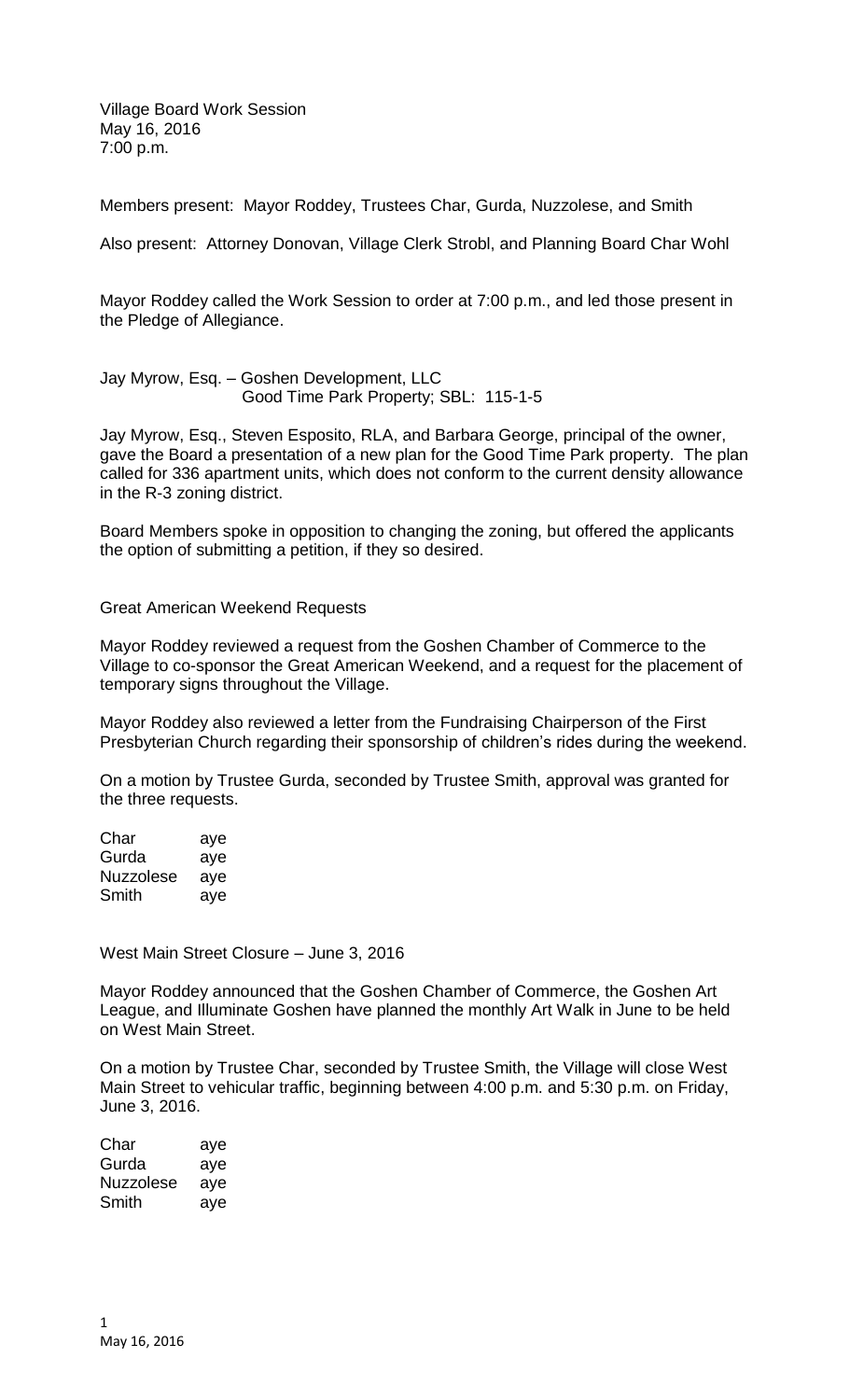Village Board Work Session
May 16, 2016
7:00 p.m.

Members present: Mayor Roddey, Trustees Char, Gurda, Nuzzolese, and Smith

Also present: Attorney Donovan, Village Clerk Strobl, and Planning Board Char Wohl

Mayor Roddey called the Work Session to order at 7:00 p.m., and led those present in the Pledge of Allegiance.

Jay Myrow, Esq. – Goshen Development, LLC
Good Time Park Property; SBL: 115-1-5

Jay Myrow, Esq., Steven Esposito, RLA, and Barbara George, principal of the owner, gave the Board a presentation of a new plan for the Good Time Park property. The plan called for 336 apartment units, which does not conform to the current density allowance in the R-3 zoning district.

Board Members spoke in opposition to changing the zoning, but offered the applicants the option of submitting a petition, if they so desired.

Great American Weekend Requests

Mayor Roddey reviewed a request from the Goshen Chamber of Commerce to the Village to co-sponsor the Great American Weekend, and a request for the placement of temporary signs throughout the Village.

Mayor Roddey also reviewed a letter from the Fundraising Chairperson of the First Presbyterian Church regarding their sponsorship of children's rides during the weekend.

On a motion by Trustee Gurda, seconded by Trustee Smith, approval was granted for the three requests.

| | |
|---|---|
| Char | aye |
| Gurda | aye |
| Nuzzolese | aye |
| Smith | aye |

West Main Street Closure – June 3, 2016

Mayor Roddey announced that the Goshen Chamber of Commerce, the Goshen Art League, and Illuminate Goshen have planned the monthly Art Walk in June to be held on West Main Street.

On a motion by Trustee Char, seconded by Trustee Smith, the Village will close West Main Street to vehicular traffic, beginning between 4:00 p.m. and 5:30 p.m. on Friday, June 3, 2016.

| | |
|---|---|
| Char | aye |
| Gurda | aye |
| Nuzzolese | aye |
| Smith | aye |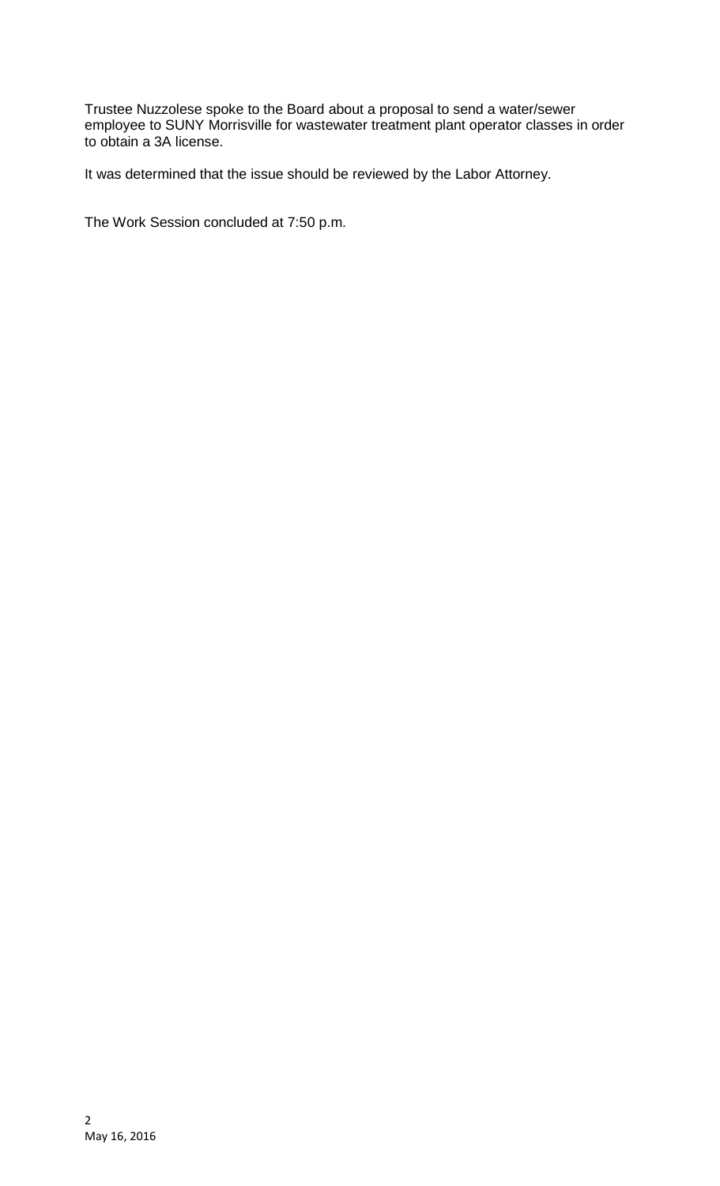Trustee Nuzzolese spoke to the Board about a proposal to send a water/sewer employee to SUNY Morrisville for wastewater treatment plant operator classes in order to obtain a 3A license.

It was determined that the issue should be reviewed by the Labor Attorney.

The Work Session concluded at 7:50 p.m.